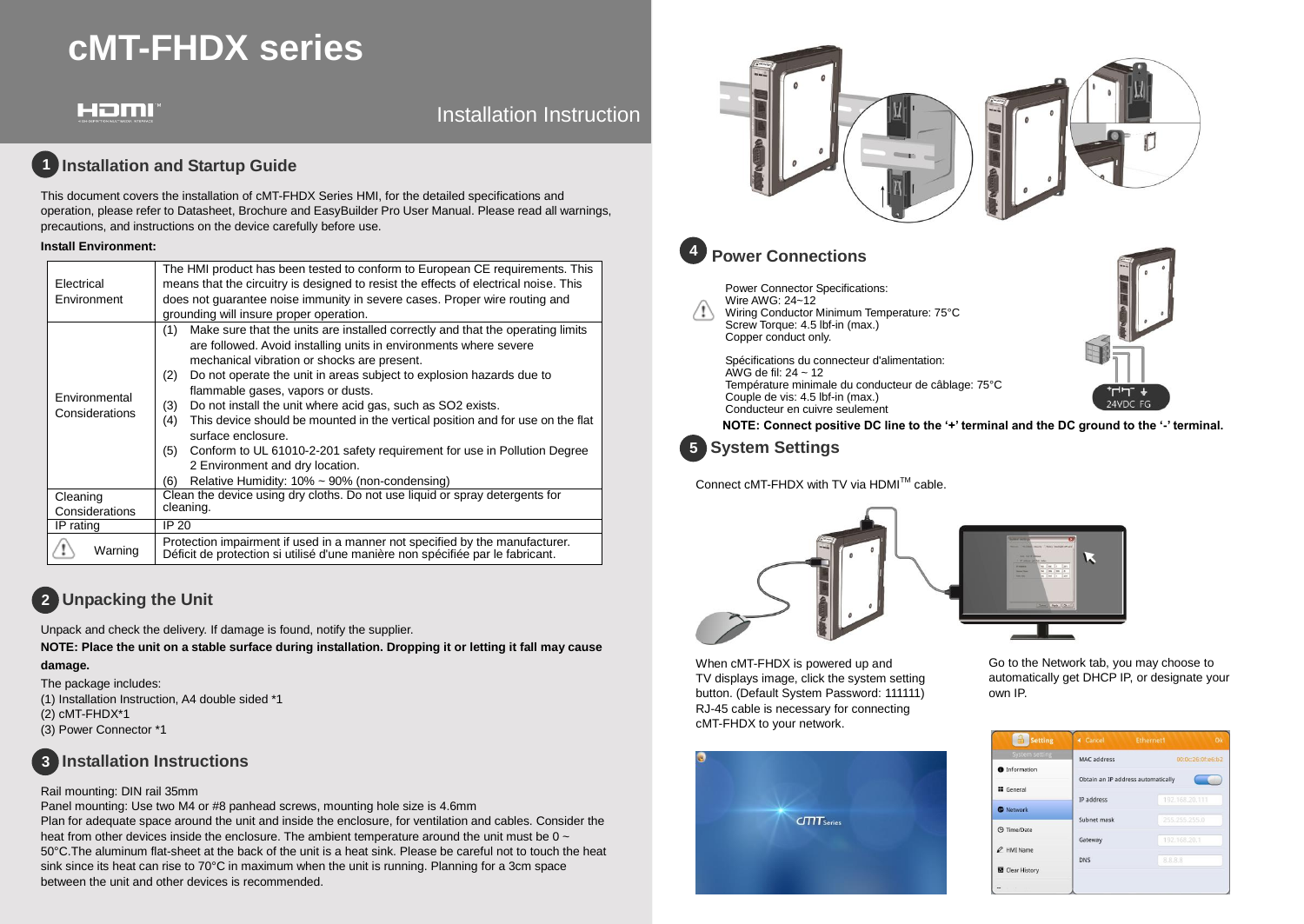# cMT-FHDX series

Installation Instruction

## 1 Installation and Startup Guide

This document covers the installation of cMT-FHDX Series HMI, for the detailed specifications and operation, please refer to Datasheet, Brochure and EasyBuilder Pro User Manual. Please read all warnings, precautions, and instructions on the device carefully before use.

**Install Environment:**

| | |
|---|---|
| Electrical Environment | The HMI product has been tested to conform to European CE requirements. This means that the circuitry is designed to resist the effects of electrical noise. This does not guarantee noise immunity in severe cases. Proper wire routing and grounding will insure proper operation. |
| Environmental Considerations | (1) Make sure that the units are installed correctly and that the operating limits are followed. Avoid installing units in environments where severe mechanical vibration or shocks are present. (2) Do not operate the unit in areas subject to explosion hazards due to flammable gases, vapors or dusts. (3) Do not install the unit where acid gas, such as SO2 exists. (4) This device should be mounted in the vertical position and for use on the flat surface enclosure. (5) Conform to UL 61010-2-201 safety requirement for use in Pollution Degree 2 Environment and dry location. (6) Relative Humidity: 10% ~ 90% (non-condensing) |
| Cleaning Considerations | Clean the device using dry cloths. Do not use liquid or spray detergents for cleaning. |
| IP rating | IP 20 |
| Warning | Protection impairment if used in a manner not specified by the manufacturer. Déficit de protection si utilisé d'une manière non spécifiée par le fabricant. |

## 2 Unpacking the Unit

Unpack and check the delivery. If damage is found, notify the supplier.

**NOTE: Place the unit on a stable surface during installation. Dropping it or letting it fall may cause damage.**

The package includes:
(1) Installation Instruction, A4 double sided *1
(2) cMT-FHDX*1
(3) Power Connector *1

## 3 Installation Instructions

Rail mounting: DIN rail 35mm
Panel mounting: Use two M4 or #8 panhead screws, mounting hole size is 4.6mm
Plan for adequate space around the unit and inside the enclosure, for ventilation and cables. Consider the heat from other devices inside the enclosure. The ambient temperature around the unit must be 0 ~ 50°C.The aluminum flat-sheet at the back of the unit is a heat sink. Please be careful not to touch the heat sink since its heat can rise to 70°C in maximum when the unit is running. Planning for a 3cm space between the unit and other devices is recommended.

## 4 Power Connections

Power Connector Specifications:
Wire AWG: 24~12
Wiring Conductor Minimum Temperature: 75°C
Screw Torque: 4.5 lbf-in (max.)
Copper conduct only.

Spécifications du connecteur d'alimentation:
AWG de fil: 24 ~ 12
Température minimale du conducteur de câblage: 75°C
Couple de vis: 4.5 lbf-in (max.)
Conducteur en cuivre seulement

24VDC FG

**NOTE: Connect positive DC line to the '+' terminal and the DC ground to the '-' terminal.**

## 5 System Settings

Connect cMT-FHDX with TV via HDMI™ cable.

When cMT-FHDX is powered up and TV displays image, click the system setting button. (Default System Password: 111111) RJ-45 cable is necessary for connecting cMT-FHDX to your network.

Go to the Network tab, you may choose to automatically get DHCP IP, or designate your own IP.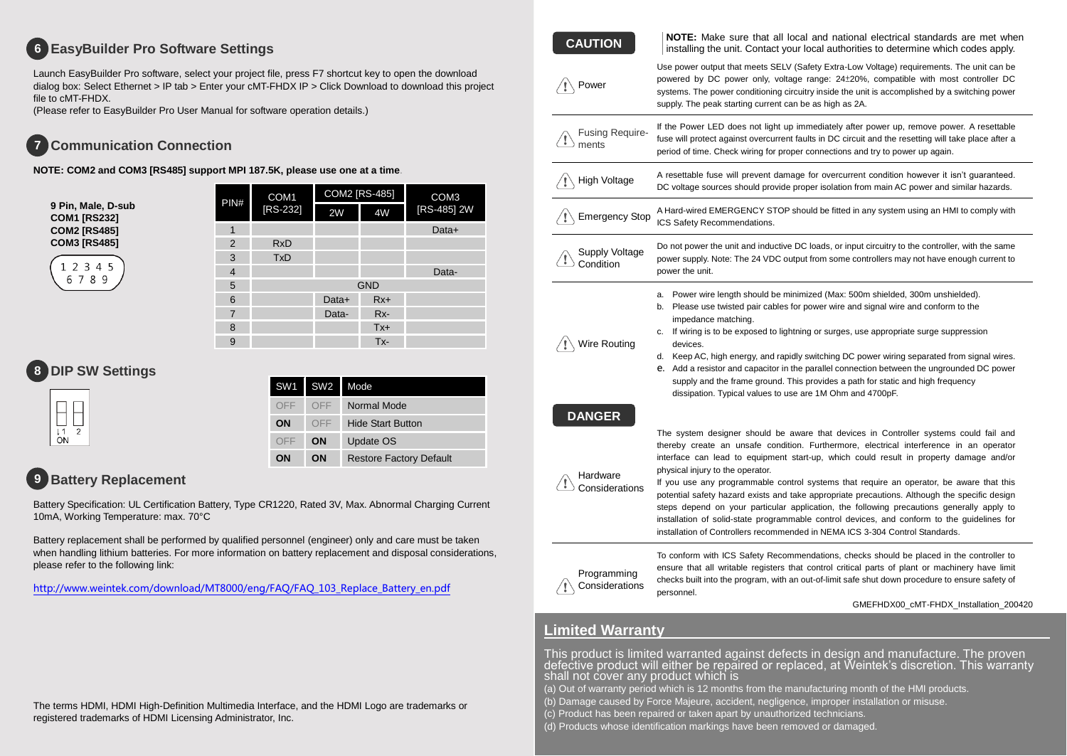## 6 EasyBuilder Pro Software Settings

Launch EasyBuilder Pro software, select your project file, press F7 shortcut key to open the download dialog box: Select Ethernet > IP tab > Enter your cMT-FHDX IP > Click Download to download this project file to cMT-FHDX.
(Please refer to EasyBuilder Pro User Manual for software operation details.)

## 7 Communication Connection

**NOTE: COM2 and COM3 [RS485] support MPI 187.5K, please use one at a time**.

**9 Pin, Male, D-sub**
**COM1 [RS232]**
**COM2 [RS485]**
**COM3 [RS485]**

1 2 3 4 5
6 7 8 9

| PIN# | COM1 [RS-232] | COM2 [RS-485] | | COM3 [RS-485] 2W |
|---|---|---|---|---|
| | | 2W | 4W | |
| 1 | | | | Data+ |
| 2 | RxD | | | |
| 3 | TxD | | | |
| 4 | | | | Data- |
| 5 | GND | | | |
| 6 | | Data+ | Rx+ | |
| 7 | | Data- | Rx- | |
| 8 | | | Tx+ | |
| 9 | | | Tx- | |

## 8 DIP SW Settings

1 2
ON

| SW1 | SW2 | Mode |
|---|---|---|
| OFF | OFF | Normal Mode |
| ON | OFF | Hide Start Button |
| OFF | ON | Update OS |
| ON | ON | Restore Factory Default |

## 9 Battery Replacement

Battery Specification: UL Certification Battery, Type CR1220, Rated 3V, Max. Abnormal Charging Current 10mA, Working Temperature: max. 70°C

Battery replacement shall be performed by qualified personnel (engineer) only and care must be taken when handling lithium batteries. For more information on battery replacement and disposal considerations, please refer to the following link:

http://www.weintek.com/download/MT8000/eng/FAQ/FAQ_103_Replace_Battery_en.pdf

The terms HDMI, HDMI High-Definition Multimedia Interface, and the HDMI Logo are trademarks or registered trademarks of HDMI Licensing Administrator, Inc.

## CAUTION

**NOTE:** Make sure that all local and national electrical standards are met when installing the unit. Contact your local authorities to determine which codes apply.

| | |
|---|---|
| Power | Use power output that meets SELV (Safety Extra-Low Voltage) requirements. The unit can be powered by DC power only, voltage range: 24±20%, compatible with most controller DC systems. The power conditioning circuitry inside the unit is accomplished by a switching power supply. The peak starting current can be as high as 2A. |
| Fusing Requirements | If the Power LED does not light up immediately after power up, remove power. A resettable fuse will protect against overcurrent faults in DC circuit and the resetting will take place after a period of time. Check wiring for proper connections and try to power up again. |
| High Voltage | A resettable fuse will prevent damage for overcurrent condition however it isn't guaranteed. DC voltage sources should provide proper isolation from main AC power and similar hazards. |
| Emergency Stop | A Hard-wired EMERGENCY STOP should be fitted in any system using an HMI to comply with ICS Safety Recommendations. |
| Supply Voltage Condition | Do not power the unit and inductive DC loads, or input circuitry to the controller, with the same power supply. Note: The 24 VDC output from some controllers may not have enough current to power the unit. |
| Wire Routing | a. Power wire length should be minimized (Max: 500m shielded, 300m unshielded).<br>b. Please use twisted pair cables for power wire and signal wire and conform to the impedance matching.<br>c. If wiring is to be exposed to lightning or surges, use appropriate surge suppression devices.<br>d. Keep AC, high energy, and rapidly switching DC power wiring separated from signal wires.<br>e. Add a resistor and capacitor in the parallel connection between the ungrounded DC power supply and the frame ground. This provides a path for static and high frequency dissipation. Typical values to use are 1M Ohm and 4700pF. |

## DANGER

| | |
|---|---|
| Hardware Considerations | The system designer should be aware that devices in Controller systems could fail and thereby create an unsafe condition. Furthermore, electrical interference in an operator interface can lead to equipment start-up, which could result in property damage and/or physical injury to the operator.<br>If you use any programmable control systems that require an operator, be aware that this potential safety hazard exists and take appropriate precautions. Although the specific design steps depend on your particular application, the following precautions generally apply to installation of solid-state programmable control devices, and conform to the guidelines for installation of Controllers recommended in NEMA ICS 3-304 Control Standards. |
| Programming Considerations | To conform with ICS Safety Recommendations, checks should be placed in the controller to ensure that all writable registers that control critical parts of plant or machinery have limit checks built into the program, with an out-of-limit safe shut down procedure to ensure safety of personnel. |

GMEFHDX00_cMT-FHDX_Installation_200420

## Limited Warranty

This product is limited warranted against defects in design and manufacture. The proven defective product will either be repaired or replaced, at Weintek's discretion. This warranty shall not cover any product which is

(a) Out of warranty period which is 12 months from the manufacturing month of the HMI products.
(b) Damage caused by Force Majeure, accident, negligence, improper installation or misuse.
(c) Product has been repaired or taken apart by unauthorized technicians.
(d) Products whose identification markings have been removed or damaged.